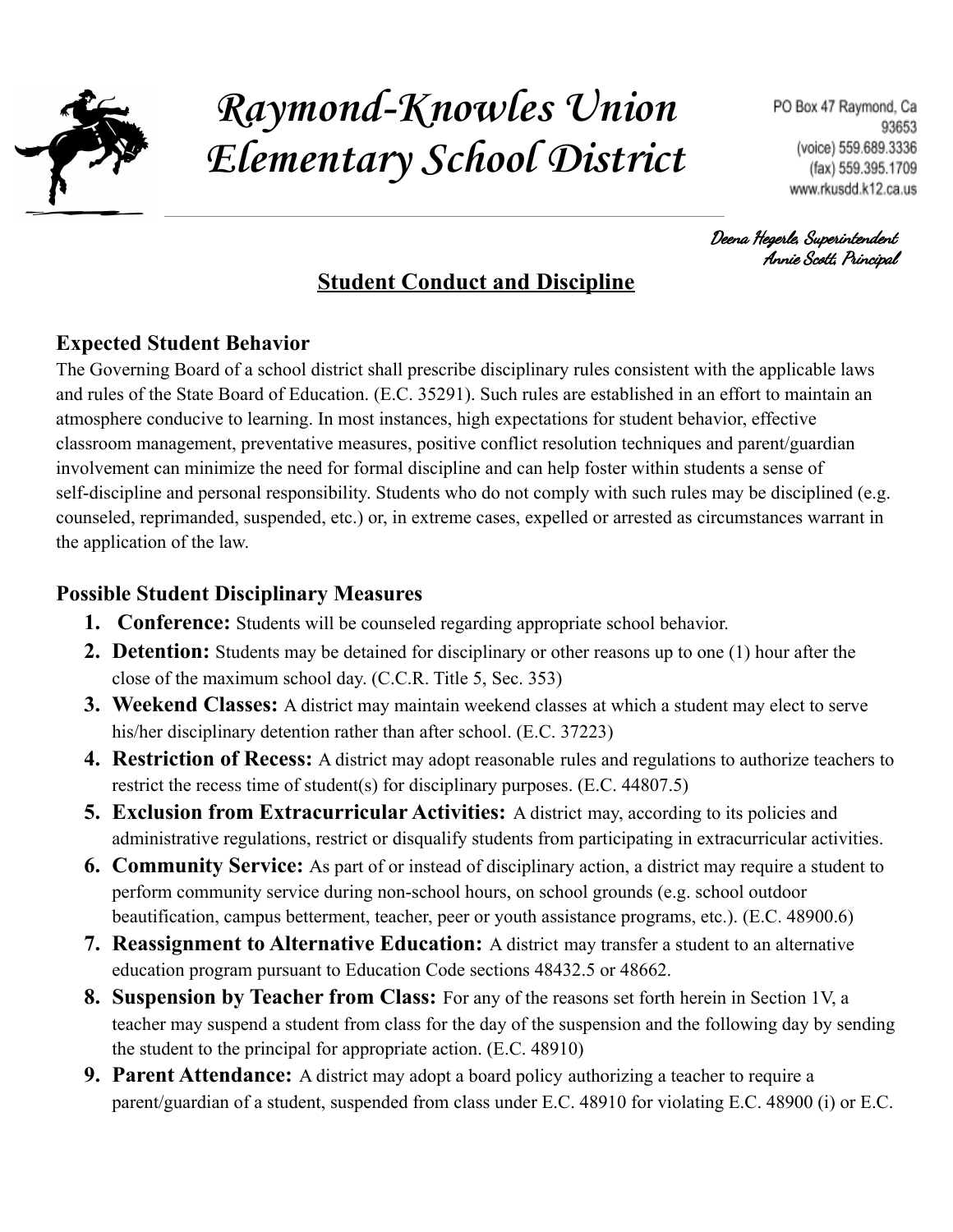# Raymond-Knowles Union Elementary School District

PO Box 47 Raymond, Ca 93653
(voice) 559.689.3336
(fax) 559.395.1709
www.rkusdd.k12.ca.us

*Deena Hegerle, Superintendent*
*Annie Scott, Principal*

## Student Conduct and Discipline

### Expected Student Behavior

The Governing Board of a school district shall prescribe disciplinary rules consistent with the applicable laws and rules of the State Board of Education. (E.C. 35291). Such rules are established in an effort to maintain an atmosphere conducive to learning. In most instances, high expectations for student behavior, effective classroom management, preventative measures, positive conflict resolution techniques and parent/guardian involvement can minimize the need for formal discipline and can help foster within students a sense of self-discipline and personal responsibility. Students who do not comply with such rules may be disciplined (e.g. counseled, reprimanded, suspended, etc.) or, in extreme cases, expelled or arrested as circumstances warrant in the application of the law.

### Possible Student Disciplinary Measures

1. **Conference:** Students will be counseled regarding appropriate school behavior.
2. **Detention:** Students may be detained for disciplinary or other reasons up to one (1) hour after the close of the maximum school day. (C.C.R. Title 5, Sec. 353)
3. **Weekend Classes:** A district may maintain weekend classes at which a student may elect to serve his/her disciplinary detention rather than after school. (E.C. 37223)
4. **Restriction of Recess:** A district may adopt reasonable rules and regulations to authorize teachers to restrict the recess time of student(s) for disciplinary purposes. (E.C. 44807.5)
5. **Exclusion from Extracurricular Activities:** A district may, according to its policies and administrative regulations, restrict or disqualify students from participating in extracurricular activities.
6. **Community Service:** As part of or instead of disciplinary action, a district may require a student to perform community service during non-school hours, on school grounds (e.g. school outdoor beautification, campus betterment, teacher, peer or youth assistance programs, etc.). (E.C. 48900.6)
7. **Reassignment to Alternative Education:** A district may transfer a student to an alternative education program pursuant to Education Code sections 48432.5 or 48662.
8. **Suspension by Teacher from Class:** For any of the reasons set forth herein in Section 1V, a teacher may suspend a student from class for the day of the suspension and the following day by sending the student to the principal for appropriate action. (E.C. 48910)
9. **Parent Attendance:** A district may adopt a board policy authorizing a teacher to require a parent/guardian of a student, suspended from class under E.C. 48910 for violating E.C. 48900 (i) or E.C.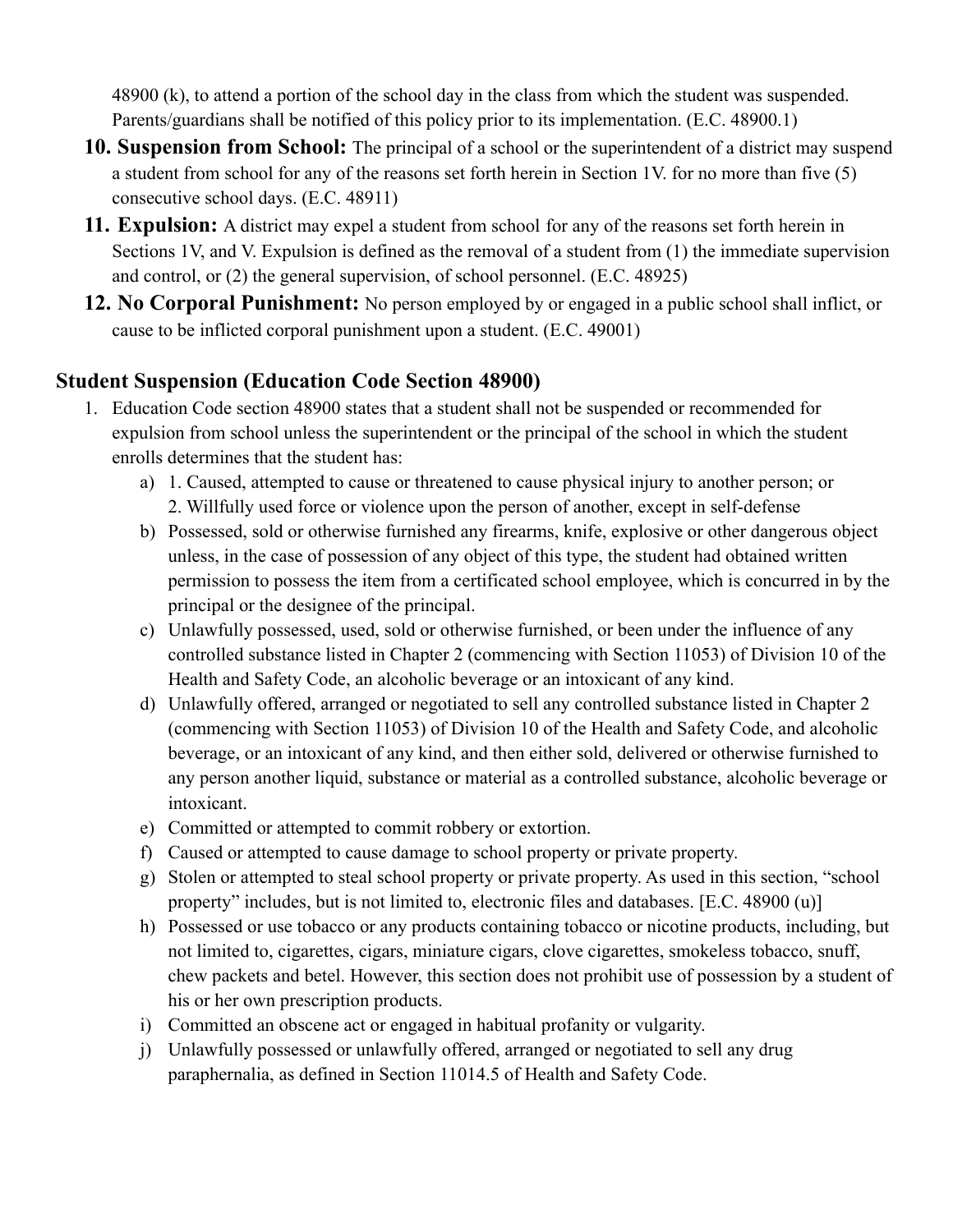48900 (k), to attend a portion of the school day in the class from which the student was suspended. Parents/guardians shall be notified of this policy prior to its implementation. (E.C. 48900.1)

10. **Suspension from School:** The principal of a school or the superintendent of a district may suspend a student from school for any of the reasons set forth herein in Section 1V. for no more than five (5) consecutive school days. (E.C. 48911)
11. **Expulsion:** A district may expel a student from school for any of the reasons set forth herein in Sections 1V, and V. Expulsion is defined as the removal of a student from (1) the immediate supervision and control, or (2) the general supervision, of school personnel. (E.C. 48925)
12. **No Corporal Punishment:** No person employed by or engaged in a public school shall inflict, or cause to be inflicted corporal punishment upon a student. (E.C. 49001)

## Student Suspension (Education Code Section 48900)

1. Education Code section 48900 states that a student shall not be suspended or recommended for expulsion from school unless the superintendent or the principal of the school in which the student enrolls determines that the student has:
   a) 1. Caused, attempted to cause or threatened to cause physical injury to another person; or
      2. Willfully used force or violence upon the person of another, except in self-defense
   b) Possessed, sold or otherwise furnished any firearms, knife, explosive or other dangerous object unless, in the case of possession of any object of this type, the student had obtained written permission to possess the item from a certificated school employee, which is concurred in by the principal or the designee of the principal.
   c) Unlawfully possessed, used, sold or otherwise furnished, or been under the influence of any controlled substance listed in Chapter 2 (commencing with Section 11053) of Division 10 of the Health and Safety Code, an alcoholic beverage or an intoxicant of any kind.
   d) Unlawfully offered, arranged or negotiated to sell any controlled substance listed in Chapter 2 (commencing with Section 11053) of Division 10 of the Health and Safety Code, and alcoholic beverage, or an intoxicant of any kind, and then either sold, delivered or otherwise furnished to any person another liquid, substance or material as a controlled substance, alcoholic beverage or intoxicant.
   e) Committed or attempted to commit robbery or extortion.
   f) Caused or attempted to cause damage to school property or private property.
   g) Stolen or attempted to steal school property or private property. As used in this section, "school property" includes, but is not limited to, electronic files and databases. [E.C. 48900 (u)]
   h) Possessed or use tobacco or any products containing tobacco or nicotine products, including, but not limited to, cigarettes, cigars, miniature cigars, clove cigarettes, smokeless tobacco, snuff, chew packets and betel. However, this section does not prohibit use of possession by a student of his or her own prescription products.
   i) Committed an obscene act or engaged in habitual profanity or vulgarity.
   j) Unlawfully possessed or unlawfully offered, arranged or negotiated to sell any drug paraphernalia, as defined in Section 11014.5 of Health and Safety Code.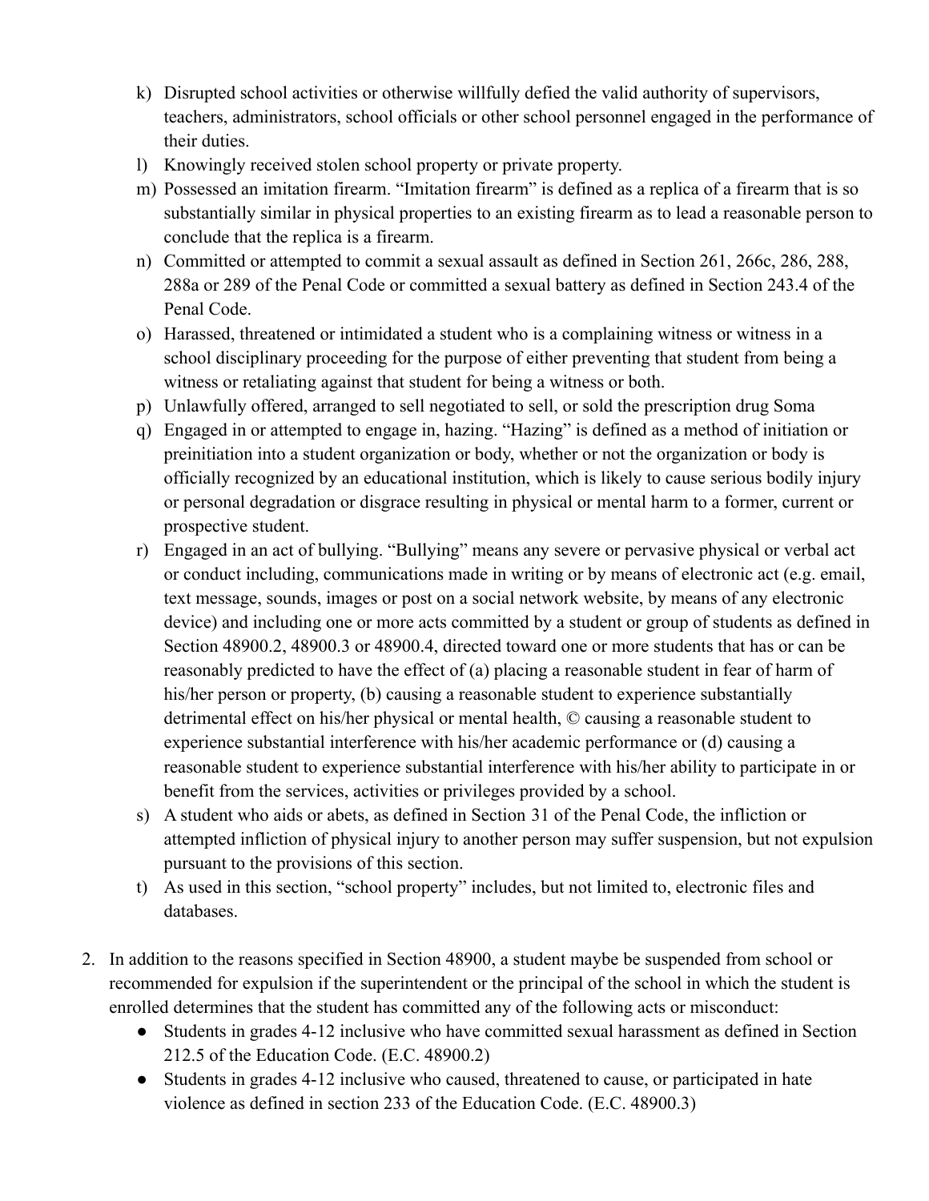k) Disrupted school activities or otherwise willfully defied the valid authority of supervisors, teachers, administrators, school officials or other school personnel engaged in the performance of their duties.
l) Knowingly received stolen school property or private property.
m) Possessed an imitation firearm. "Imitation firearm" is defined as a replica of a firearm that is so substantially similar in physical properties to an existing firearm as to lead a reasonable person to conclude that the replica is a firearm.
n) Committed or attempted to commit a sexual assault as defined in Section 261, 266c, 286, 288, 288a or 289 of the Penal Code or committed a sexual battery as defined in Section 243.4 of the Penal Code.
o) Harassed, threatened or intimidated a student who is a complaining witness or witness in a school disciplinary proceeding for the purpose of either preventing that student from being a witness or retaliating against that student for being a witness or both.
p) Unlawfully offered, arranged to sell negotiated to sell, or sold the prescription drug Soma
q) Engaged in or attempted to engage in, hazing. "Hazing" is defined as a method of initiation or preinitiation into a student organization or body, whether or not the organization or body is officially recognized by an educational institution, which is likely to cause serious bodily injury or personal degradation or disgrace resulting in physical or mental harm to a former, current or prospective student.
r) Engaged in an act of bullying. "Bullying" means any severe or pervasive physical or verbal act or conduct including, communications made in writing or by means of electronic act (e.g. email, text message, sounds, images or post on a social network website, by means of any electronic device) and including one or more acts committed by a student or group of students as defined in Section 48900.2, 48900.3 or 48900.4, directed toward one or more students that has or can be reasonably predicted to have the effect of (a) placing a reasonable student in fear of harm of his/her person or property, (b) causing a reasonable student to experience substantially detrimental effect on his/her physical or mental health, © causing a reasonable student to experience substantial interference with his/her academic performance or (d) causing a reasonable student to experience substantial interference with his/her ability to participate in or benefit from the services, activities or privileges provided by a school.
s) A student who aids or abets, as defined in Section 31 of the Penal Code, the infliction or attempted infliction of physical injury to another person may suffer suspension, but not expulsion pursuant to the provisions of this section.
t) As used in this section, "school property" includes, but not limited to, electronic files and databases.

2. In addition to the reasons specified in Section 48900, a student maybe be suspended from school or recommended for expulsion if the superintendent or the principal of the school in which the student is enrolled determines that the student has committed any of the following acts or misconduct:
   - Students in grades 4-12 inclusive who have committed sexual harassment as defined in Section 212.5 of the Education Code. (E.C. 48900.2)
   - Students in grades 4-12 inclusive who caused, threatened to cause, or participated in hate violence as defined in section 233 of the Education Code. (E.C. 48900.3)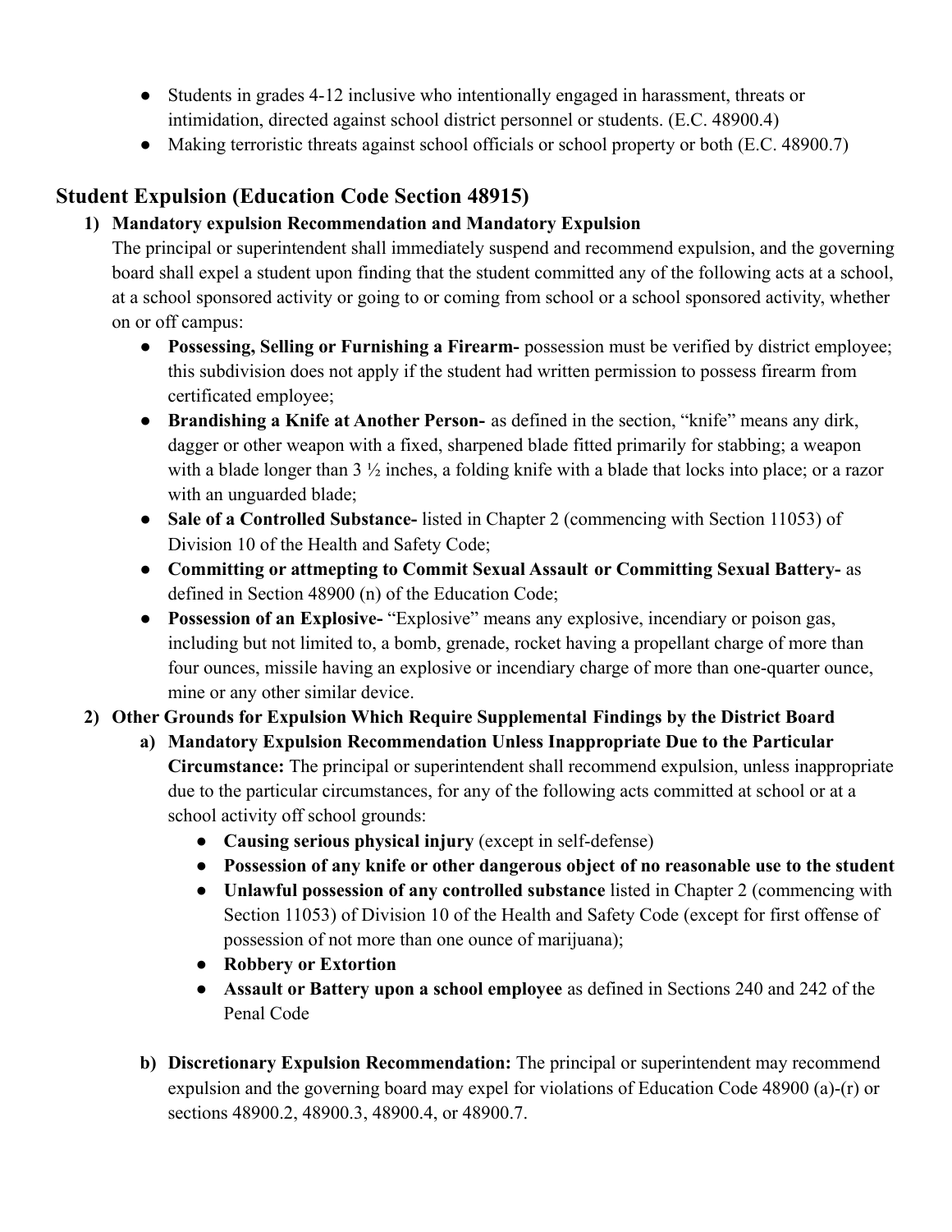- Students in grades 4-12 inclusive who intentionally engaged in harassment, threats or intimidation, directed against school district personnel or students. (E.C. 48900.4)
- Making terroristic threats against school officials or school property or both (E.C. 48900.7)

## Student Expulsion (Education Code Section 48915)

1) **Mandatory expulsion Recommendation and Mandatory Expulsion**
   The principal or superintendent shall immediately suspend and recommend expulsion, and the governing board shall expel a student upon finding that the student committed any of the following acts at a school, at a school sponsored activity or going to or coming from school or a school sponsored activity, whether on or off campus:
   - **Possessing, Selling or Furnishing a Firearm-** possession must be verified by district employee; this subdivision does not apply if the student had written permission to possess firearm from certificated employee;
   - **Brandishing a Knife at Another Person-** as defined in the section, "knife" means any dirk, dagger or other weapon with a fixed, sharpened blade fitted primarily for stabbing; a weapon with a blade longer than 3 ½ inches, a folding knife with a blade that locks into place; or a razor with an unguarded blade;
   - **Sale of a Controlled Substance-** listed in Chapter 2 (commencing with Section 11053) of Division 10 of the Health and Safety Code;
   - **Committing or attmepting to Commit Sexual Assault or Committing Sexual Battery-** as defined in Section 48900 (n) of the Education Code;
   - **Possession of an Explosive-** "Explosive" means any explosive, incendiary or poison gas, including but not limited to, a bomb, grenade, rocket having a propellant charge of more than four ounces, missile having an explosive or incendiary charge of more than one-quarter ounce, mine or any other similar device.
2) **Other Grounds for Expulsion Which Require Supplemental Findings by the District Board**
   a) **Mandatory Expulsion Recommendation Unless Inappropriate Due to the Particular Circumstance:** The principal or superintendent shall recommend expulsion, unless inappropriate due to the particular circumstances, for any of the following acts committed at school or at a school activity off school grounds:
      - **Causing serious physical injury** (except in self-defense)
      - **Possession of any knife or other dangerous object of no reasonable use to the student**
      - **Unlawful possession of any controlled substance** listed in Chapter 2 (commencing with Section 11053) of Division 10 of the Health and Safety Code (except for first offense of possession of not more than one ounce of marijuana);
      - **Robbery or Extortion**
      - **Assault or Battery upon a school employee** as defined in Sections 240 and 242 of the Penal Code

   b) **Discretionary Expulsion Recommendation:** The principal or superintendent may recommend expulsion and the governing board may expel for violations of Education Code 48900 (a)-(r) or sections 48900.2, 48900.3, 48900.4, or 48900.7.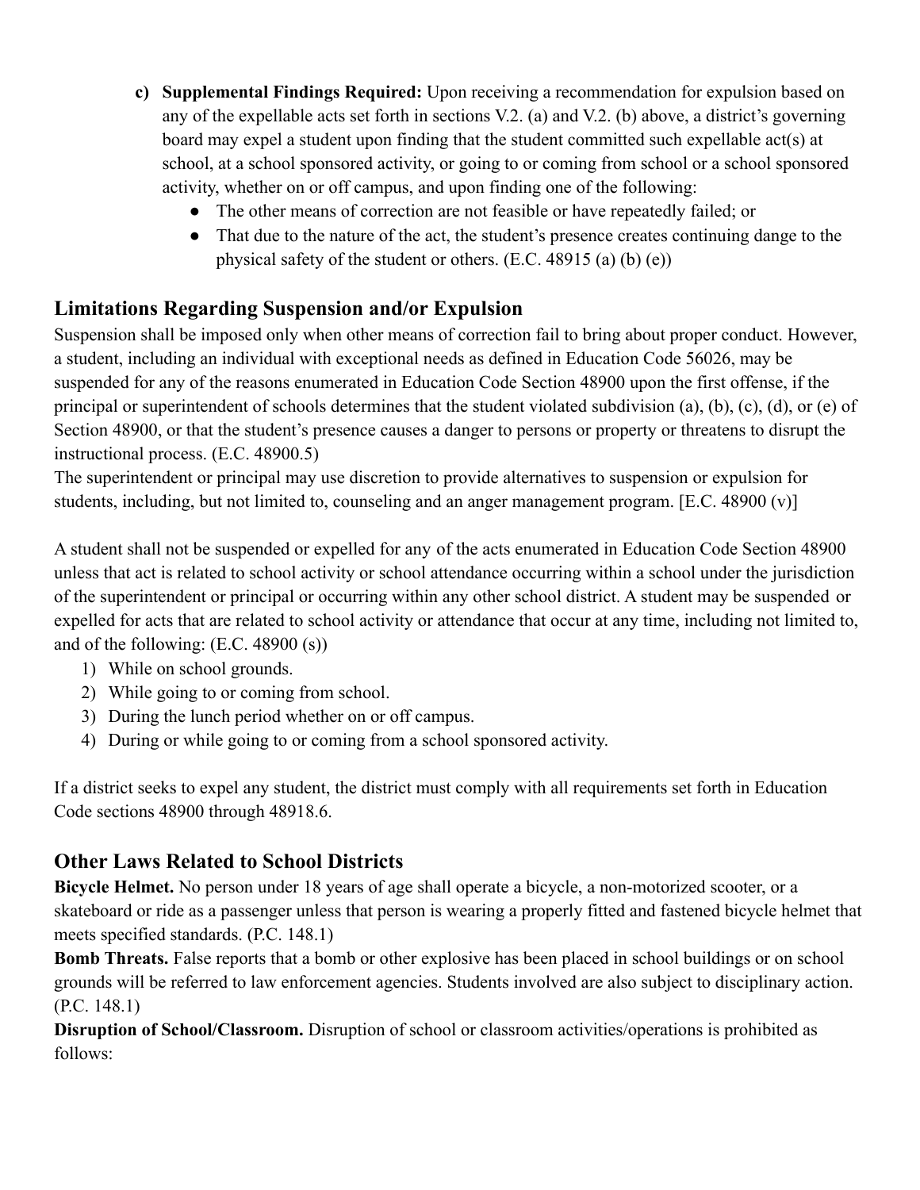c) **Supplemental Findings Required:** Upon receiving a recommendation for expulsion based on any of the expellable acts set forth in sections V.2. (a) and V.2. (b) above, a district's governing board may expel a student upon finding that the student committed such expellable act(s) at school, at a school sponsored activity, or going to or coming from school or a school sponsored activity, whether on or off campus, and upon finding one of the following:
   - The other means of correction are not feasible or have repeatedly failed; or
   - That due to the nature of the act, the student's presence creates continuing dange to the physical safety of the student or others. (E.C. 48915 (a) (b) (e))

## Limitations Regarding Suspension and/or Expulsion

Suspension shall be imposed only when other means of correction fail to bring about proper conduct. However, a student, including an individual with exceptional needs as defined in Education Code 56026, may be suspended for any of the reasons enumerated in Education Code Section 48900 upon the first offense, if the principal or superintendent of schools determines that the student violated subdivision (a), (b), (c), (d), or (e) of Section 48900, or that the student's presence causes a danger to persons or property or threatens to disrupt the instructional process. (E.C. 48900.5)
The superintendent or principal may use discretion to provide alternatives to suspension or expulsion for students, including, but not limited to, counseling and an anger management program. [E.C. 48900 (v)]

A student shall not be suspended or expelled for any of the acts enumerated in Education Code Section 48900 unless that act is related to school activity or school attendance occurring within a school under the jurisdiction of the superintendent or principal or occurring within any other school district. A student may be suspended or expelled for acts that are related to school activity or attendance that occur at any time, including not limited to, and of the following: (E.C. 48900 (s))

1) While on school grounds.
2) While going to or coming from school.
3) During the lunch period whether on or off campus.
4) During or while going to or coming from a school sponsored activity.

If a district seeks to expel any student, the district must comply with all requirements set forth in Education Code sections 48900 through 48918.6.

## Other Laws Related to School Districts

**Bicycle Helmet.** No person under 18 years of age shall operate a bicycle, a non-motorized scooter, or a skateboard or ride as a passenger unless that person is wearing a properly fitted and fastened bicycle helmet that meets specified standards. (P.C. 148.1)
**Bomb Threats.** False reports that a bomb or other explosive has been placed in school buildings or on school grounds will be referred to law enforcement agencies. Students involved are also subject to disciplinary action. (P.C. 148.1)
**Disruption of School/Classroom.** Disruption of school or classroom activities/operations is prohibited as follows: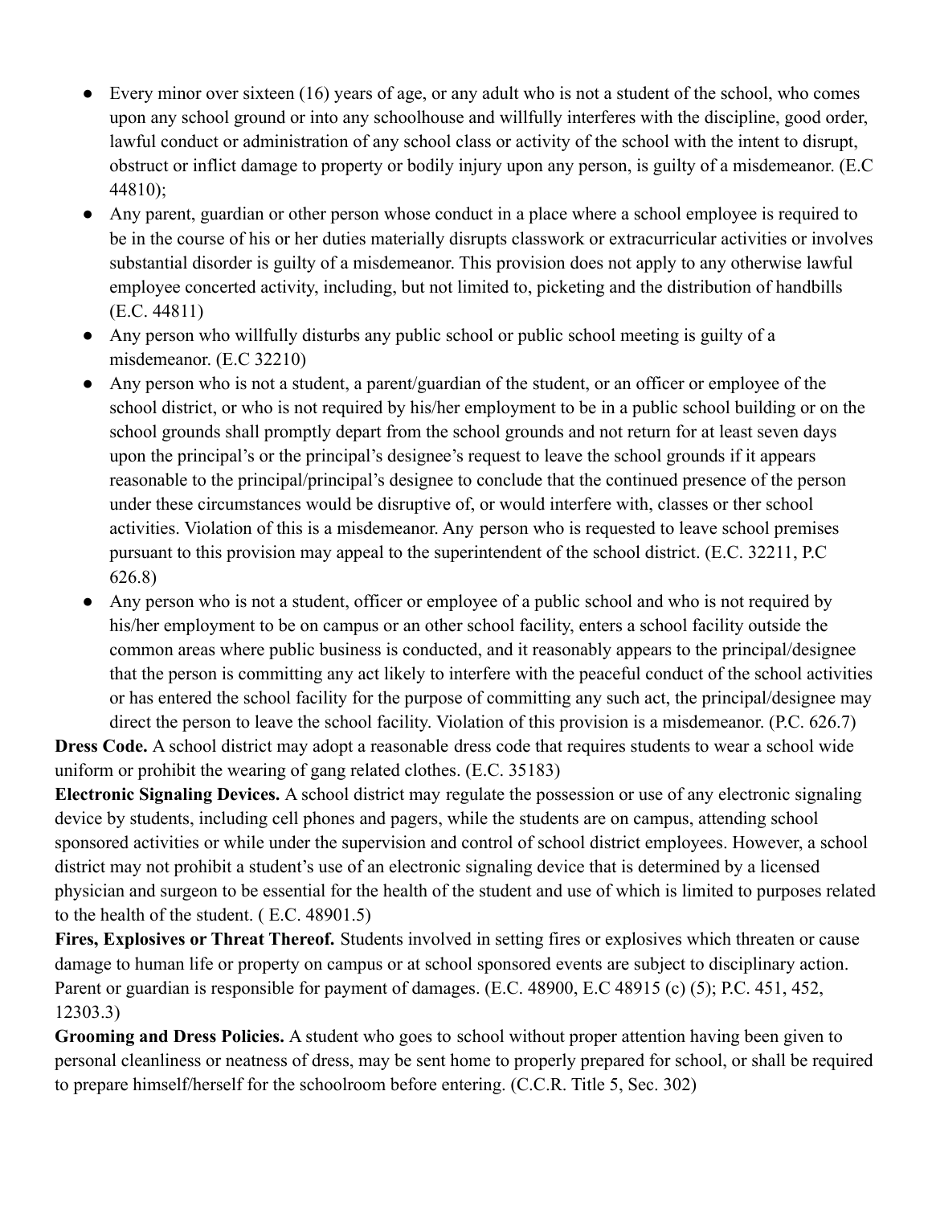- Every minor over sixteen (16) years of age, or any adult who is not a student of the school, who comes upon any school ground or into any schoolhouse and willfully interferes with the discipline, good order, lawful conduct or administration of any school class or activity of the school with the intent to disrupt, obstruct or inflict damage to property or bodily injury upon any person, is guilty of a misdemeanor. (E.C 44810);
- Any parent, guardian or other person whose conduct in a place where a school employee is required to be in the course of his or her duties materially disrupts classwork or extracurricular activities or involves substantial disorder is guilty of a misdemeanor. This provision does not apply to any otherwise lawful employee concerted activity, including, but not limited to, picketing and the distribution of handbills (E.C. 44811)
- Any person who willfully disturbs any public school or public school meeting is guilty of a misdemeanor. (E.C 32210)
- Any person who is not a student, a parent/guardian of the student, or an officer or employee of the school district, or who is not required by his/her employment to be in a public school building or on the school grounds shall promptly depart from the school grounds and not return for at least seven days upon the principal's or the principal's designee's request to leave the school grounds if it appears reasonable to the principal/principal's designee to conclude that the continued presence of the person under these circumstances would be disruptive of, or would interfere with, classes or ther school activities. Violation of this is a misdemeanor. Any person who is requested to leave school premises pursuant to this provision may appeal to the superintendent of the school district. (E.C. 32211, P.C 626.8)
- Any person who is not a student, officer or employee of a public school and who is not required by his/her employment to be on campus or an other school facility, enters a school facility outside the common areas where public business is conducted, and it reasonably appears to the principal/designee that the person is committing any act likely to interfere with the peaceful conduct of the school activities or has entered the school facility for the purpose of committing any such act, the principal/designee may direct the person to leave the school facility. Violation of this provision is a misdemeanor. (P.C. 626.7)

**Dress Code.** A school district may adopt a reasonable dress code that requires students to wear a school wide uniform or prohibit the wearing of gang related clothes. (E.C. 35183)

**Electronic Signaling Devices.** A school district may regulate the possession or use of any electronic signaling device by students, including cell phones and pagers, while the students are on campus, attending school sponsored activities or while under the supervision and control of school district employees. However, a school district may not prohibit a student's use of an electronic signaling device that is determined by a licensed physician and surgeon to be essential for the health of the student and use of which is limited to purposes related to the health of the student. ( E.C. 48901.5)

**Fires, Explosives or Threat Thereof.** Students involved in setting fires or explosives which threaten or cause damage to human life or property on campus or at school sponsored events are subject to disciplinary action. Parent or guardian is responsible for payment of damages. (E.C. 48900, E.C 48915 (c) (5); P.C. 451, 452, 12303.3)

**Grooming and Dress Policies.** A student who goes to school without proper attention having been given to personal cleanliness or neatness of dress, may be sent home to properly prepared for school, or shall be required to prepare himself/herself for the schoolroom before entering. (C.C.R. Title 5, Sec. 302)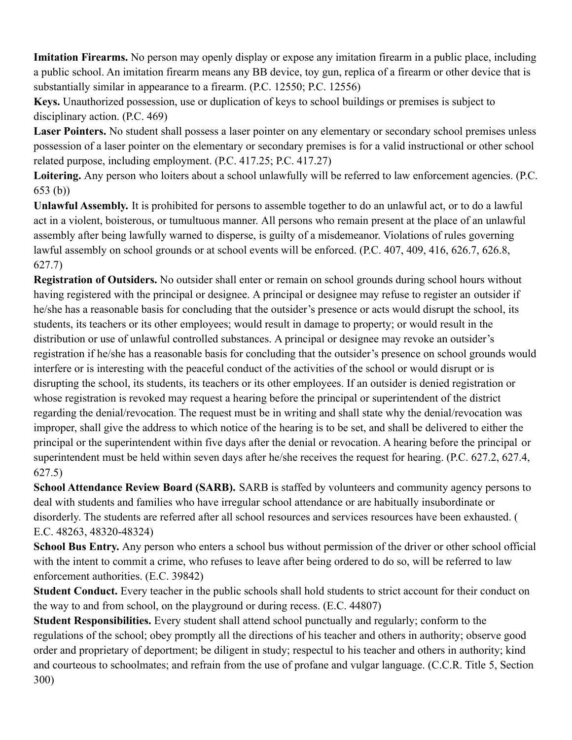**Imitation Firearms.** No person may openly display or expose any imitation firearm in a public place, including a public school. An imitation firearm means any BB device, toy gun, replica of a firearm or other device that is substantially similar in appearance to a firearm. (P.C. 12550; P.C. 12556)

**Keys.** Unauthorized possession, use or duplication of keys to school buildings or premises is subject to disciplinary action. (P.C. 469)

**Laser Pointers.** No student shall possess a laser pointer on any elementary or secondary school premises unless possession of a laser pointer on the elementary or secondary premises is for a valid instructional or other school related purpose, including employment. (P.C. 417.25; P.C. 417.27)

**Loitering.** Any person who loiters about a school unlawfully will be referred to law enforcement agencies. (P.C. 653 (b))

**Unlawful Assembly.** It is prohibited for persons to assemble together to do an unlawful act, or to do a lawful act in a violent, boisterous, or tumultuous manner. All persons who remain present at the place of an unlawful assembly after being lawfully warned to disperse, is guilty of a misdemeanor. Violations of rules governing lawful assembly on school grounds or at school events will be enforced. (P.C. 407, 409, 416, 626.7, 626.8, 627.7)

**Registration of Outsiders.** No outsider shall enter or remain on school grounds during school hours without having registered with the principal or designee. A principal or designee may refuse to register an outsider if he/she has a reasonable basis for concluding that the outsider's presence or acts would disrupt the school, its students, its teachers or its other employees; would result in damage to property; or would result in the distribution or use of unlawful controlled substances. A principal or designee may revoke an outsider's registration if he/she has a reasonable basis for concluding that the outsider's presence on school grounds would interfere or is interesting with the peaceful conduct of the activities of the school or would disrupt or is disrupting the school, its students, its teachers or its other employees. If an outsider is denied registration or whose registration is revoked may request a hearing before the principal or superintendent of the district regarding the denial/revocation. The request must be in writing and shall state why the denial/revocation was improper, shall give the address to which notice of the hearing is to be set, and shall be delivered to either the principal or the superintendent within five days after the denial or revocation. A hearing before the principal or superintendent must be held within seven days after he/she receives the request for hearing. (P.C. 627.2, 627.4, 627.5)

**School Attendance Review Board (SARB).** SARB is staffed by volunteers and community agency persons to deal with students and families who have irregular school attendance or are habitually insubordinate or disorderly. The students are referred after all school resources and services resources have been exhausted. ( E.C. 48263, 48320-48324)

**School Bus Entry.** Any person who enters a school bus without permission of the driver or other school official with the intent to commit a crime, who refuses to leave after being ordered to do so, will be referred to law enforcement authorities. (E.C. 39842)

**Student Conduct.** Every teacher in the public schools shall hold students to strict account for their conduct on the way to and from school, on the playground or during recess. (E.C. 44807)

**Student Responsibilities.** Every student shall attend school punctually and regularly; conform to the regulations of the school; obey promptly all the directions of his teacher and others in authority; observe good order and proprietary of deportment; be diligent in study; respectul to his teacher and others in authority; kind and courteous to schoolmates; and refrain from the use of profane and vulgar language. (C.C.R. Title 5, Section 300)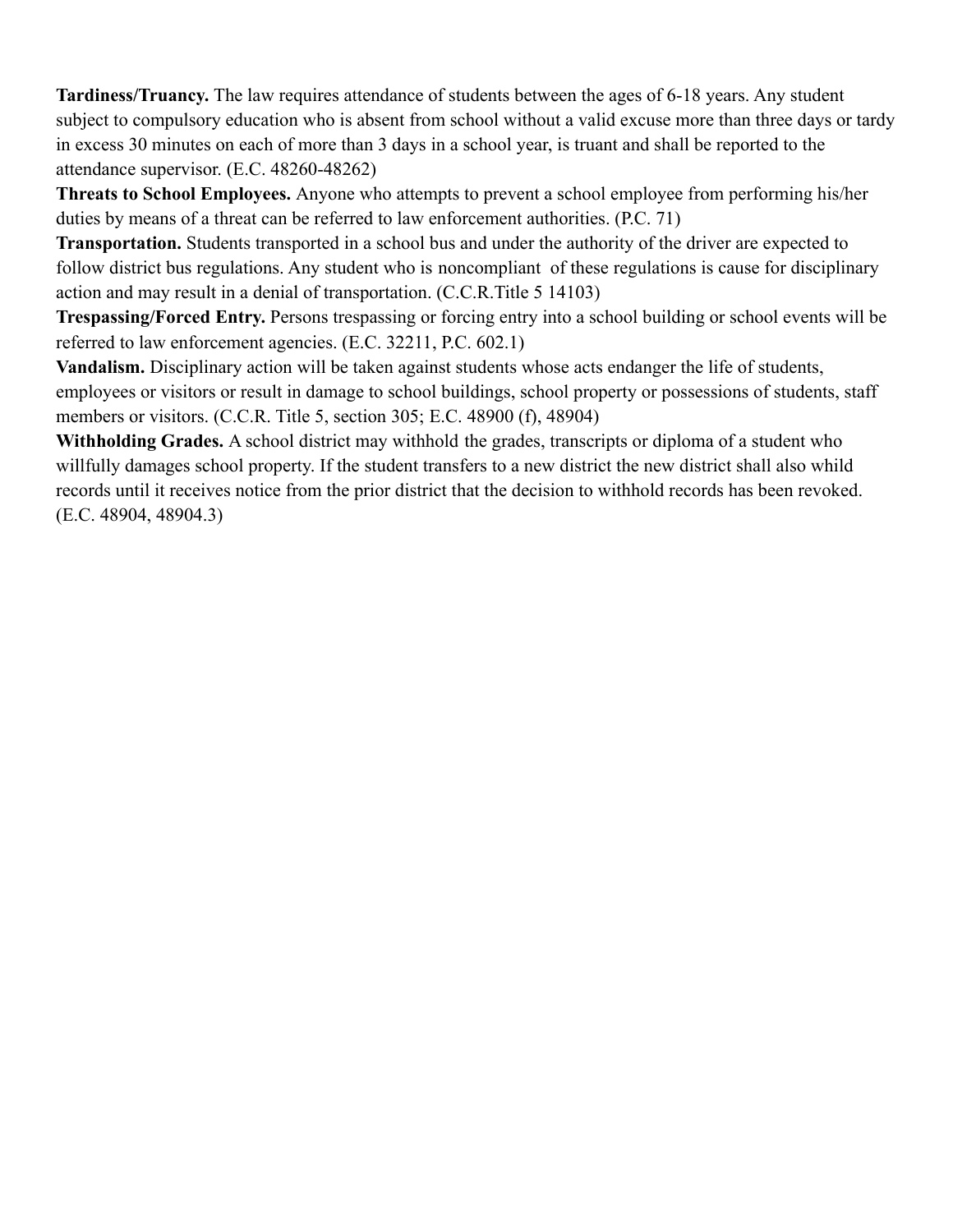**Tardiness/Truancy.** The law requires attendance of students between the ages of 6-18 years. Any student subject to compulsory education who is absent from school without a valid excuse more than three days or tardy in excess 30 minutes on each of more than 3 days in a school year, is truant and shall be reported to the attendance supervisor. (E.C. 48260-48262)

**Threats to School Employees.** Anyone who attempts to prevent a school employee from performing his/her duties by means of a threat can be referred to law enforcement authorities. (P.C. 71)

**Transportation.** Students transported in a school bus and under the authority of the driver are expected to follow district bus regulations. Any student who is noncompliant of these regulations is cause for disciplinary action and may result in a denial of transportation. (C.C.R.Title 5 14103)

**Trespassing/Forced Entry.** Persons trespassing or forcing entry into a school building or school events will be referred to law enforcement agencies. (E.C. 32211, P.C. 602.1)

**Vandalism.** Disciplinary action will be taken against students whose acts endanger the life of students, employees or visitors or result in damage to school buildings, school property or possessions of students, staff members or visitors. (C.C.R. Title 5, section 305; E.C. 48900 (f), 48904)

**Withholding Grades.** A school district may withhold the grades, transcripts or diploma of a student who willfully damages school property. If the student transfers to a new district the new district shall also whild records until it receives notice from the prior district that the decision to withhold records has been revoked. (E.C. 48904, 48904.3)